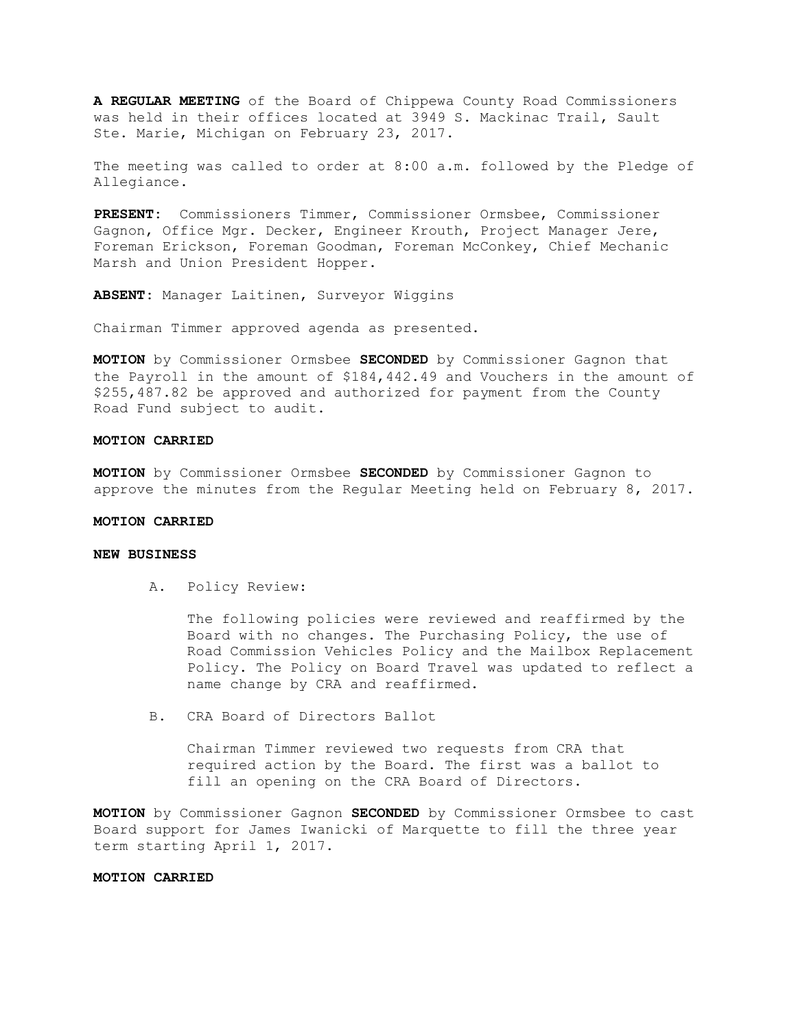**A REGULAR MEETING** of the Board of Chippewa County Road Commissioners was held in their offices located at 3949 S. Mackinac Trail, Sault Ste. Marie, Michigan on February 23, 2017.

The meeting was called to order at 8:00 a.m. followed by the Pledge of Allegiance.

**PRESENT**: Commissioners Timmer, Commissioner Ormsbee, Commissioner Gagnon, Office Mgr. Decker, Engineer Krouth, Project Manager Jere, Foreman Erickson, Foreman Goodman, Foreman McConkey, Chief Mechanic Marsh and Union President Hopper.

**ABSENT**: Manager Laitinen, Surveyor Wiggins

Chairman Timmer approved agenda as presented.

**MOTION** by Commissioner Ormsbee **SECONDED** by Commissioner Gagnon that the Payroll in the amount of $184,442.49 and Vouchers in the amount of $255,487.82 be approved and authorized for payment from the County Road Fund subject to audit.

**MOTION CARRIED**

**MOTION** by Commissioner Ormsbee **SECONDED** by Commissioner Gagnon to approve the minutes from the Regular Meeting held on February 8, 2017.

**MOTION CARRIED**

**NEW BUSINESS**

A. Policy Review:

The following policies were reviewed and reaffirmed by the Board with no changes. The Purchasing Policy, the use of Road Commission Vehicles Policy and the Mailbox Replacement Policy. The Policy on Board Travel was updated to reflect a name change by CRA and reaffirmed.

B. CRA Board of Directors Ballot

Chairman Timmer reviewed two requests from CRA that required action by the Board. The first was a ballot to fill an opening on the CRA Board of Directors.

**MOTION** by Commissioner Gagnon **SECONDED** by Commissioner Ormsbee to cast Board support for James Iwanicki of Marquette to fill the three year term starting April 1, 2017.

**MOTION CARRIED**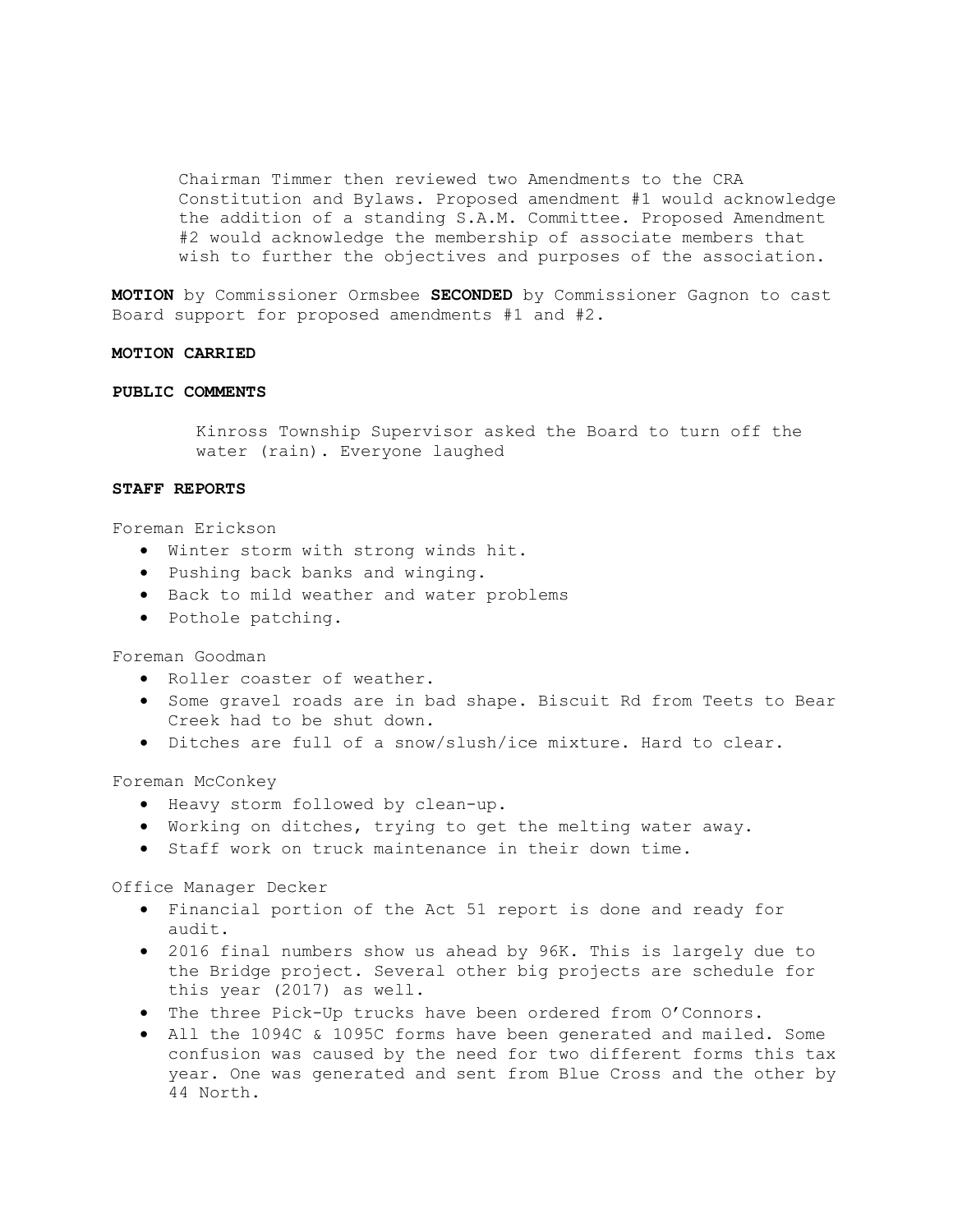Chairman Timmer then reviewed two Amendments to the CRA Constitution and Bylaws. Proposed amendment #1 would acknowledge the addition of a standing S.A.M. Committee. Proposed Amendment #2 would acknowledge the membership of associate members that wish to further the objectives and purposes of the association.

**MOTION** by Commissioner Ormsbee **SECONDED** by Commissioner Gagnon to cast Board support for proposed amendments #1 and #2.

**MOTION CARRIED**

**PUBLIC COMMENTS**

Kinross Township Supervisor asked the Board to turn off the water (rain). Everyone laughed

**STAFF REPORTS**

Foreman Erickson

- Winter storm with strong winds hit.
- Pushing back banks and winging.
- Back to mild weather and water problems
- Pothole patching.

Foreman Goodman

- Roller coaster of weather.
- Some gravel roads are in bad shape. Biscuit Rd from Teets to Bear Creek had to be shut down.
- Ditches are full of a snow/slush/ice mixture. Hard to clear.

Foreman McConkey

- Heavy storm followed by clean-up.
- Working on ditches, trying to get the melting water away.
- Staff work on truck maintenance in their down time.

Office Manager Decker

- Financial portion of the Act 51 report is done and ready for audit.
- 2016 final numbers show us ahead by 96K. This is largely due to the Bridge project. Several other big projects are schedule for this year (2017) as well.
- The three Pick-Up trucks have been ordered from O'Connors.
- All the 1094C & 1095C forms have been generated and mailed. Some confusion was caused by the need for two different forms this tax year. One was generated and sent from Blue Cross and the other by 44 North.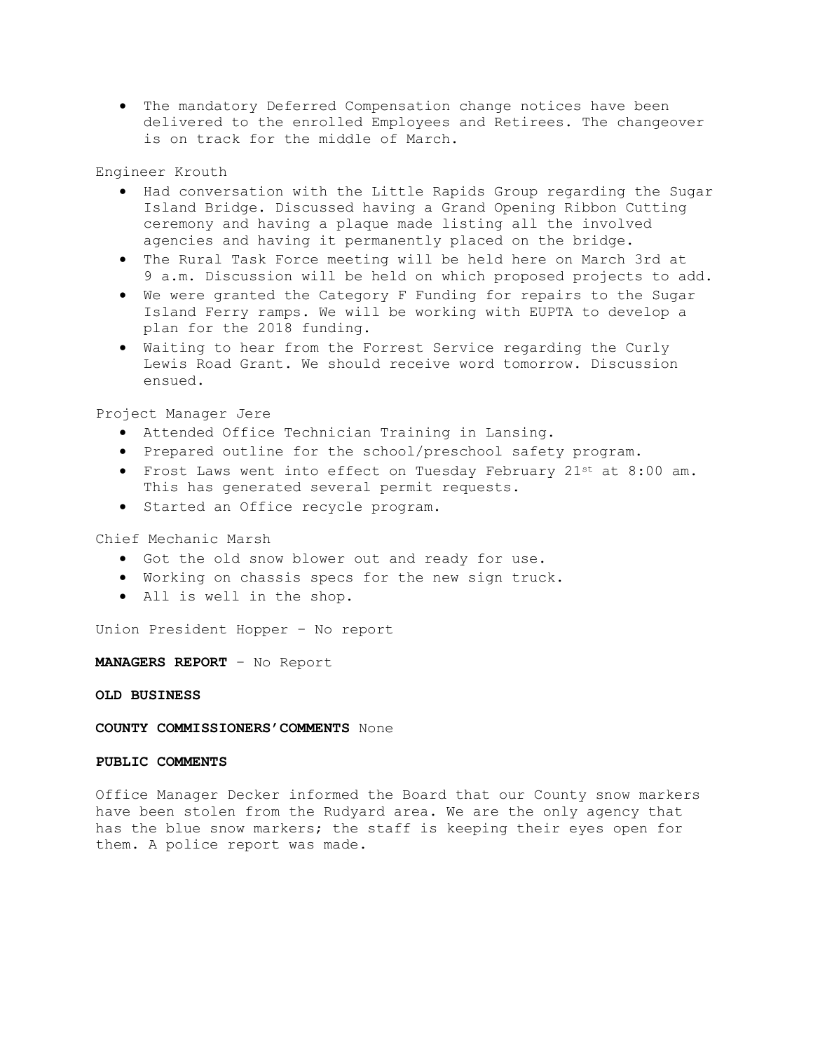- The mandatory Deferred Compensation change notices have been delivered to the enrolled Employees and Retirees. The changeover is on track for the middle of March.

Engineer Krouth

- Had conversation with the Little Rapids Group regarding the Sugar Island Bridge. Discussed having a Grand Opening Ribbon Cutting ceremony and having a plaque made listing all the involved agencies and having it permanently placed on the bridge.
- The Rural Task Force meeting will be held here on March 3rd at 9 a.m. Discussion will be held on which proposed projects to add.
- We were granted the Category F Funding for repairs to the Sugar Island Ferry ramps. We will be working with EUPTA to develop a plan for the 2018 funding.
- Waiting to hear from the Forrest Service regarding the Curly Lewis Road Grant. We should receive word tomorrow. Discussion ensued.

Project Manager Jere

- Attended Office Technician Training in Lansing.
- Prepared outline for the school/preschool safety program.
- Frost Laws went into effect on Tuesday February 21st at 8:00 am. This has generated several permit requests.
- Started an Office recycle program.

Chief Mechanic Marsh

- Got the old snow blower out and ready for use.
- Working on chassis specs for the new sign truck.
- All is well in the shop.

Union President Hopper – No report

**MANAGERS REPORT** – No Report

**OLD BUSINESS**

**COUNTY COMMISSIONERS'COMMENTS** None

**PUBLIC COMMENTS**

Office Manager Decker informed the Board that our County snow markers have been stolen from the Rudyard area. We are the only agency that has the blue snow markers; the staff is keeping their eyes open for them. A police report was made.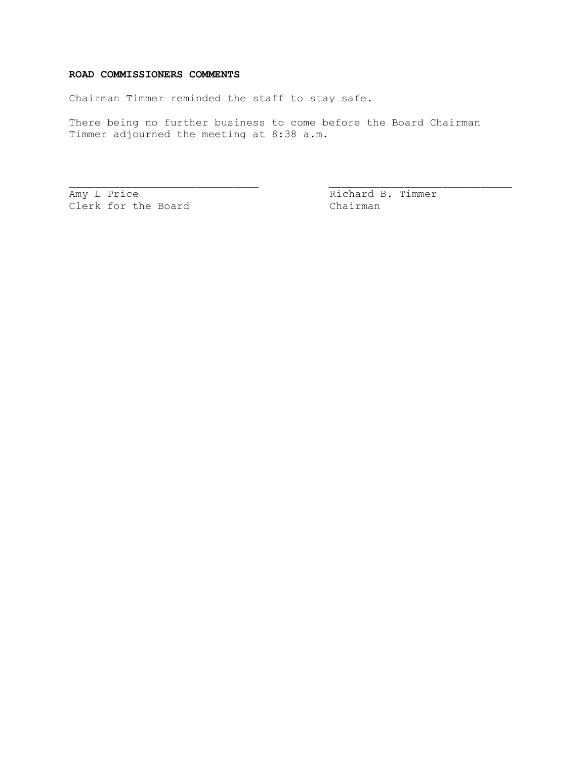**ROAD COMMISSIONERS COMMENTS**

Chairman Timmer reminded the staff to stay safe.

There being no further business to come before the Board Chairman Timmer adjourned the meeting at 8:38 a.m.

| | |
|---|---|
| ______________________________ | ______________________________ |
| Amy L Price | Richard B. Timmer |
| Clerk for the Board | Chairman |